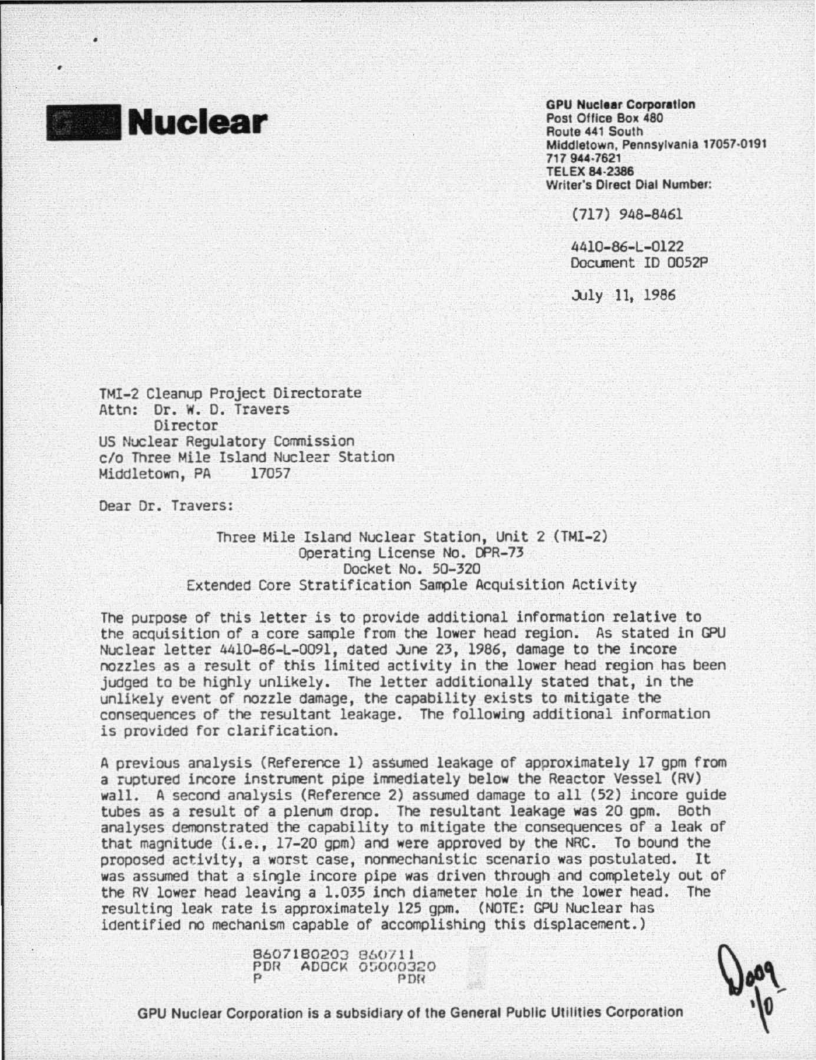# Nuclear

**GPU Nuclear Corporation**
Post Office Box 480
Route 441 South
Middletown, Pennsylvania 17057-0191
717 944-7621
TELEX 84-2386
Writer's Direct Dial Number:

(717) 948-8461

4410-86-L-0122
Document ID 0052P

July 11, 1986

TMI-2 Cleanup Project Directorate
Attn: Dr. W. D. Travers
Director
US Nuclear Regulatory Commission
c/o Three Mile Island Nuclear Station
Middletown, PA 17057

Dear Dr. Travers:

Three Mile Island Nuclear Station, Unit 2 (TMI-2)
Operating License No. DPR-73
Docket No. 50-320
Extended Core Stratification Sample Acquisition Activity

The purpose of this letter is to provide additional information relative to the acquisition of a core sample from the lower head region. As stated in GPU Nuclear letter 4410-86-L-0091, dated June 23, 1986, damage to the incore nozzles as a result of this limited activity in the lower head region has been judged to be highly unlikely. The letter additionally stated that, in the unlikely event of nozzle damage, the capability exists to mitigate the consequences of the resultant leakage. The following additional information is provided for clarification.

A previous analysis (Reference 1) assumed leakage of approximately 17 gpm from a ruptured incore instrument pipe immediately below the Reactor Vessel (RV) wall. A second analysis (Reference 2) assumed damage to all (52) incore guide tubes as a result of a plenum drop. The resultant leakage was 20 gpm. Both analyses demonstrated the capability to mitigate the consequences of a leak of that magnitude (i.e., 17-20 gpm) and were approved by the NRC. To bound the proposed activity, a worst case, nonmechanistic scenario was postulated. It was assumed that a single incore pipe was driven through and completely out of the RV lower head leaving a 1.035 inch diameter hole in the lower head. The resulting leak rate is approximately 125 gpm. (NOTE: GPU Nuclear has identified no mechanism capable of accomplishing this displacement.)

8607180203 860711
PDR ADOCK 05000320
P PDR

GPU Nuclear Corporation is a subsidiary of the General Public Utilities Corporation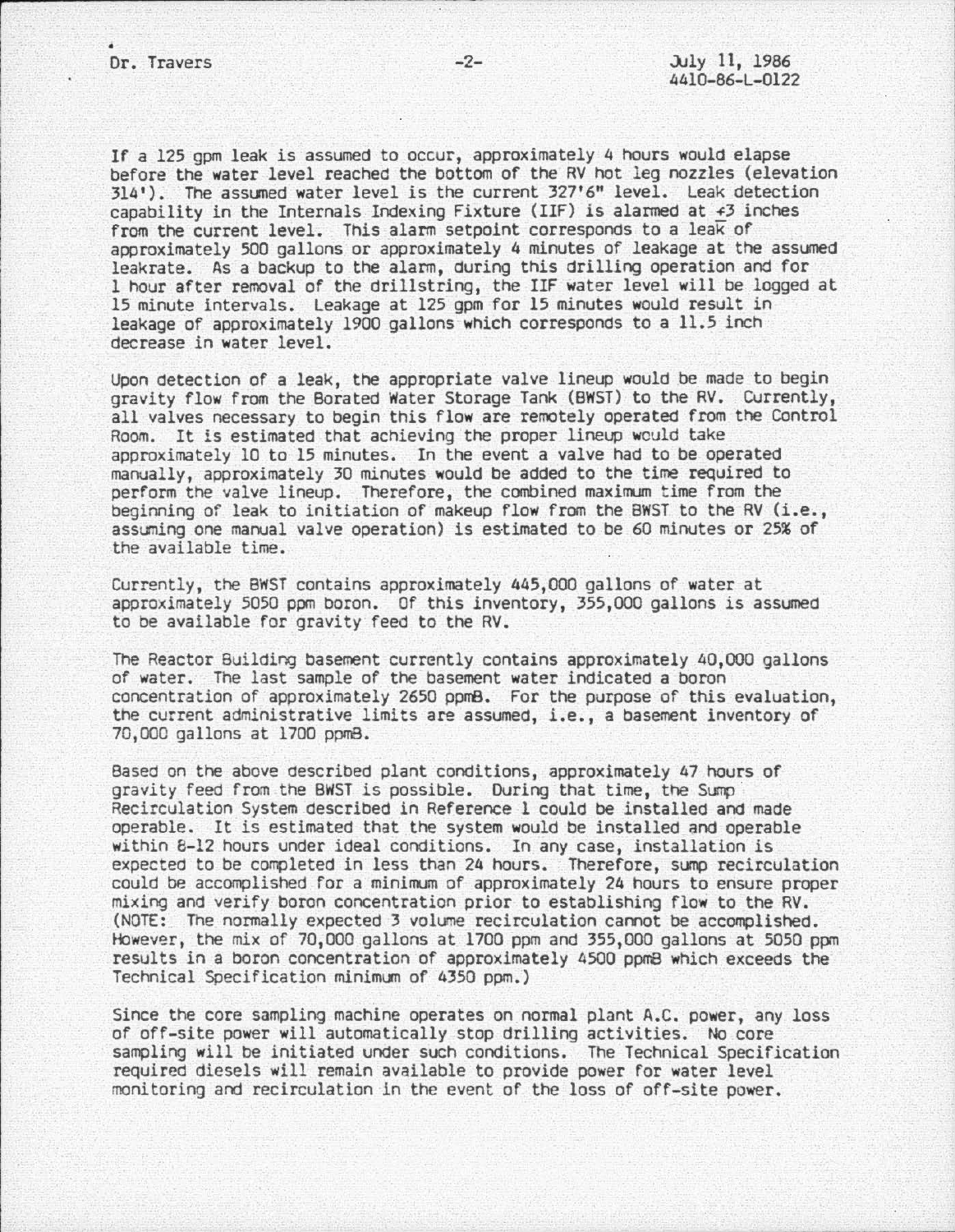If a 125 gpm leak is assumed to occur, approximately 4 hours would elapse before the water level reached the bottom of the RV hot leg nozzles (elevation 314'). The assumed water level is the current 327'6" level. Leak detection capability in the Internals Indexing Fixture (IIF) is alarmed at ±3 inches from the current level. This alarm setpoint corresponds to a leak of approximately 500 gallons or approximately 4 minutes of leakage at the assumed leakrate. As a backup to the alarm, during this drilling operation and for 1 hour after removal of the drillstring, the IIF water level will be logged at 15 minute intervals. Leakage at 125 gpm for 15 minutes would result in leakage of approximately 1900 gallons which corresponds to a 11.5 inch decrease in water level.

Upon detection of a leak, the appropriate valve lineup would be made to begin gravity flow from the Borated Water Storage Tank (BWST) to the RV. Currently, all valves necessary to begin this flow are remotely operated from the Control Room. It is estimated that achieving the proper lineup would take approximately 10 to 15 minutes. In the event a valve had to be operated manually, approximately 30 minutes would be added to the time required to perform the valve lineup. Therefore, the combined maximum time from the beginning of leak to initiation of makeup flow from the BWST to the RV (i.e., assuming one manual valve operation) is estimated to be 60 minutes or 25% of the available time.

Currently, the BWST contains approximately 445,000 gallons of water at approximately 5050 ppm boron. Of this inventory, 355,000 gallons is assumed to be available for gravity feed to the RV.

The Reactor Building basement currently contains approximately 40,000 gallons of water. The last sample of the basement water indicated a boron concentration of approximately 2650 ppmB. For the purpose of this evaluation, the current administrative limits are assumed, i.e., a basement inventory of 70,000 gallons at 1700 ppmB.

Based on the above described plant conditions, approximately 47 hours of gravity feed from the BWST is possible. During that time, the Sump Recirculation System described in Reference 1 could be installed and made operable. It is estimated that the system would be installed and operable within 8-12 hours under ideal conditions. In any case, installation is expected to be completed in less than 24 hours. Therefore, sump recirculation could be accomplished for a minimum of approximately 24 hours to ensure proper mixing and verify boron concentration prior to establishing flow to the RV. (NOTE: The normally expected 3 volume recirculation cannot be accomplished. However, the mix of 70,000 gallons at 1700 ppm and 355,000 gallons at 5050 ppm results in a boron concentration of approximately 4500 ppmB which exceeds the Technical Specification minimum of 4350 ppm.)

Since the core sampling machine operates on normal plant A.C. power, any loss of off-site power will automatically stop drilling activities. No core sampling will be initiated under such conditions. The Technical Specification required diesels will remain available to provide power for water level monitoring and recirculation in the event of the loss of off-site power.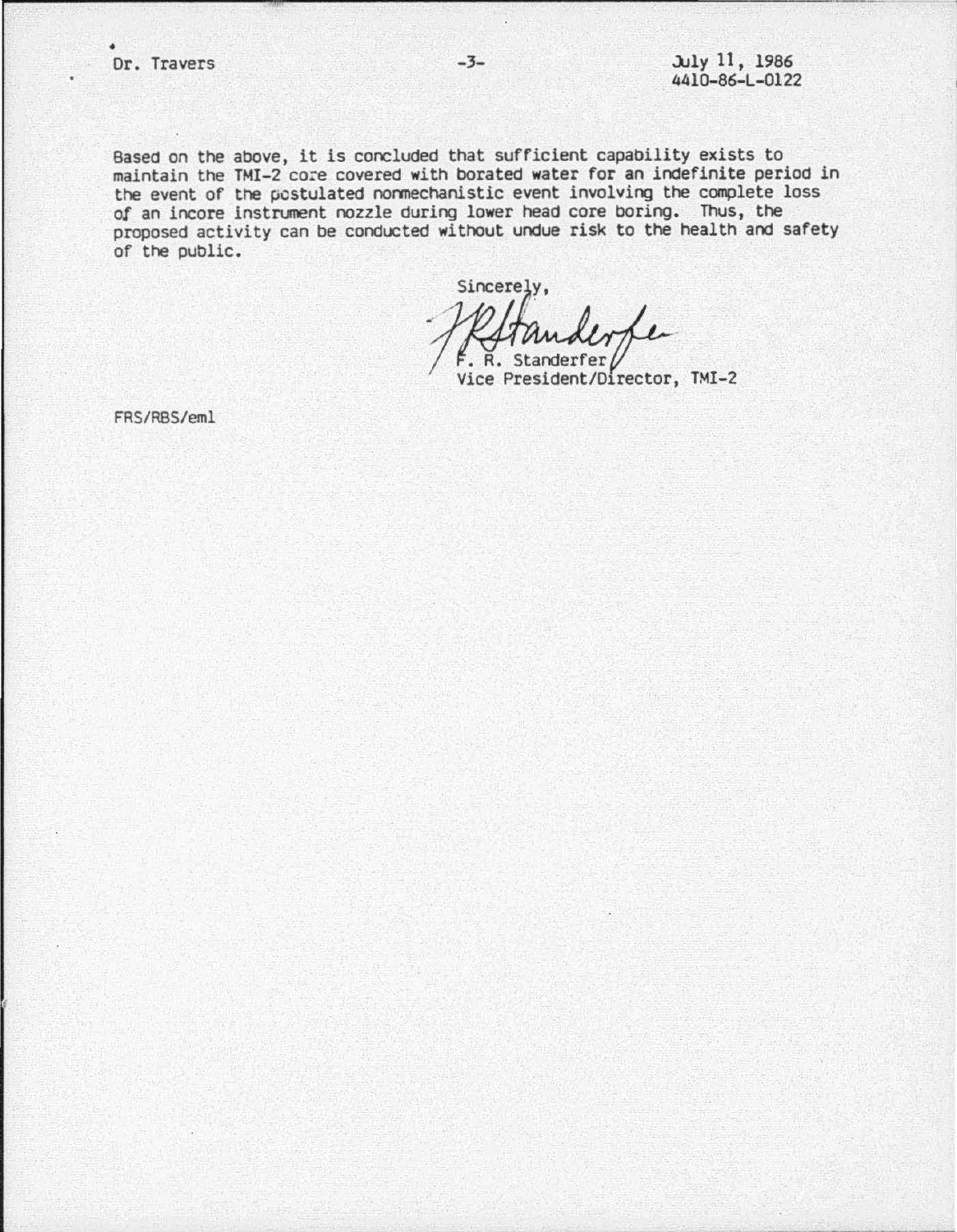Based on the above, it is concluded that sufficient capability exists to maintain the TMI-2 core covered with borated water for an indefinite period in the event of the postulated nonmechanistic event involving the complete loss of an incore instrument nozzle during lower head core boring. Thus, the proposed activity can be conducted without undue risk to the health and safety of the public.

Sincerely,

F. R. Standerfer
Vice President/Director, TMI-2

FRS/RBS/eml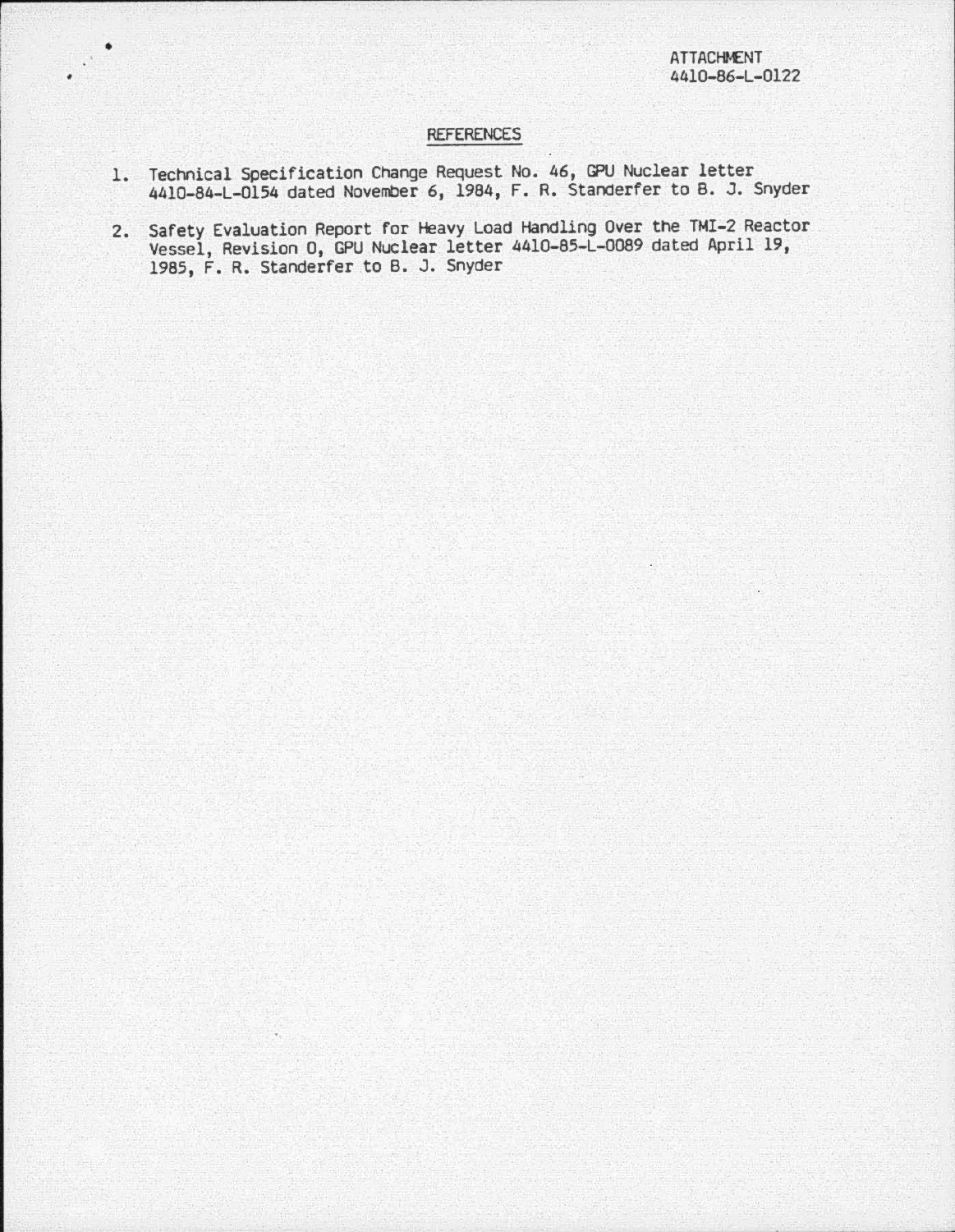ATTACHMENT
4410-86-L-0122

## REFERENCES

1. Technical Specification Change Request No. 46, GPU Nuclear letter 4410-84-L-0154 dated November 6, 1984, F. R. Standerfer to B. J. Snyder

2. Safety Evaluation Report for Heavy Load Handling Over the TMI-2 Reactor Vessel, Revision 0, GPU Nuclear letter 4410-85-L-0089 dated April 19, 1985, F. R. Standerfer to B. J. Snyder